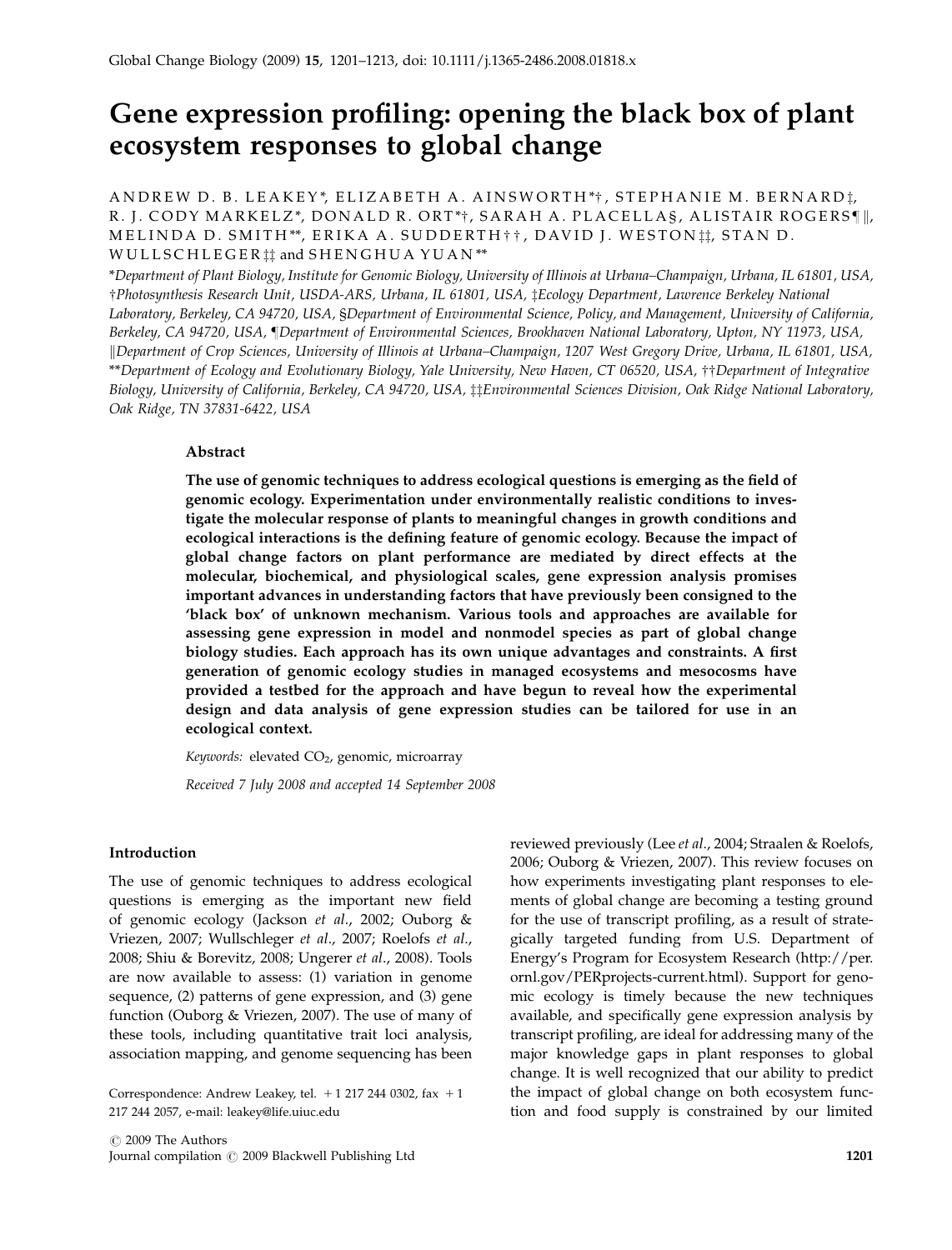# Gene expression profiling: opening the black box of plant ecosystem responses to global change

ANDREW D. B. LEAKEY*, ELIZABETH A. AINSWORTH*†, STEPHANIE M. BERNARD‡, R. J. CODY MARKELZ*, DONALD R. ORT*†, SARAH A. PLACELLA§, ALISTAIR ROGERS¶‖, MELINDA D. SMITH**, ERIKA A. SUDDERTH††, DAVID J. WESTON‡‡, STAN D. WULLSCHLEGER‡‡ and SHENGHUA YUAN**

*Department of Plant Biology, Institute for Genomic Biology, University of Illinois at Urbana–Champaign, Urbana, IL 61801, USA, †Photosynthesis Research Unit, USDA-ARS, Urbana, IL 61801, USA, ‡Ecology Department, Lawrence Berkeley National Laboratory, Berkeley, CA 94720, USA, §Department of Environmental Science, Policy, and Management, University of California, Berkeley, CA 94720, USA, ¶Department of Environmental Sciences, Brookhaven National Laboratory, Upton, NY 11973, USA, ‖Department of Crop Sciences, University of Illinois at Urbana–Champaign, 1207 West Gregory Drive, Urbana, IL 61801, USA, **Department of Ecology and Evolutionary Biology, Yale University, New Haven, CT 06520, USA, ††Department of Integrative Biology, University of California, Berkeley, CA 94720, USA, ‡‡Environmental Sciences Division, Oak Ridge National Laboratory, Oak Ridge, TN 37831-6422, USA

## Abstract

**The use of genomic techniques to address ecological questions is emerging as the field of genomic ecology. Experimentation under environmentally realistic conditions to investigate the molecular response of plants to meaningful changes in growth conditions and ecological interactions is the defining feature of genomic ecology. Because the impact of global change factors on plant performance are mediated by direct effects at the molecular, biochemical, and physiological scales, gene expression analysis promises important advances in understanding factors that have previously been consigned to the 'black box' of unknown mechanism. Various tools and approaches are available for assessing gene expression in model and nonmodel species as part of global change biology studies. Each approach has its own unique advantages and constraints. A first generation of genomic ecology studies in managed ecosystems and mesocosms have provided a testbed for the approach and have begun to reveal how the experimental design and data analysis of gene expression studies can be tailored for use in an ecological context.**

*Keywords:* elevated $CO_2$, genomic, microarray

*Received 7 July 2008 and accepted 14 September 2008*

## Introduction

The use of genomic techniques to address ecological questions is emerging as the important new field of genomic ecology (Jackson *et al*., 2002; Ouborg & Vriezen, 2007; Wullschleger *et al*., 2007; Roelofs *et al*., 2008; Shiu & Borevitz, 2008; Ungerer *et al*., 2008). Tools are now available to assess: (1) variation in genome sequence, (2) patterns of gene expression, and (3) gene function (Ouborg & Vriezen, 2007). The use of many of these tools, including quantitative trait loci analysis, association mapping, and genome sequencing has been reviewed previously (Lee *et al*., 2004; Straalen & Roelofs, 2006; Ouborg & Vriezen, 2007). This review focuses on how experiments investigating plant responses to elements of global change are becoming a testing ground for the use of transcript profiling, as a result of strategically targeted funding from U.S. Department of Energy's Program for Ecosystem Research (http://per.ornl.gov/PERprojects-current.html). Support for genomic ecology is timely because the new techniques available, and specifically gene expression analysis by transcript profiling, are ideal for addressing many of the major knowledge gaps in plant responses to global change. It is well recognized that our ability to predict the impact of global change on both ecosystem function and food supply is constrained by our limited

Correspondence: Andrew Leakey, tel. +1 217 244 0302, fax +1 217 244 2057, e-mail: leakey@life.uiuc.edu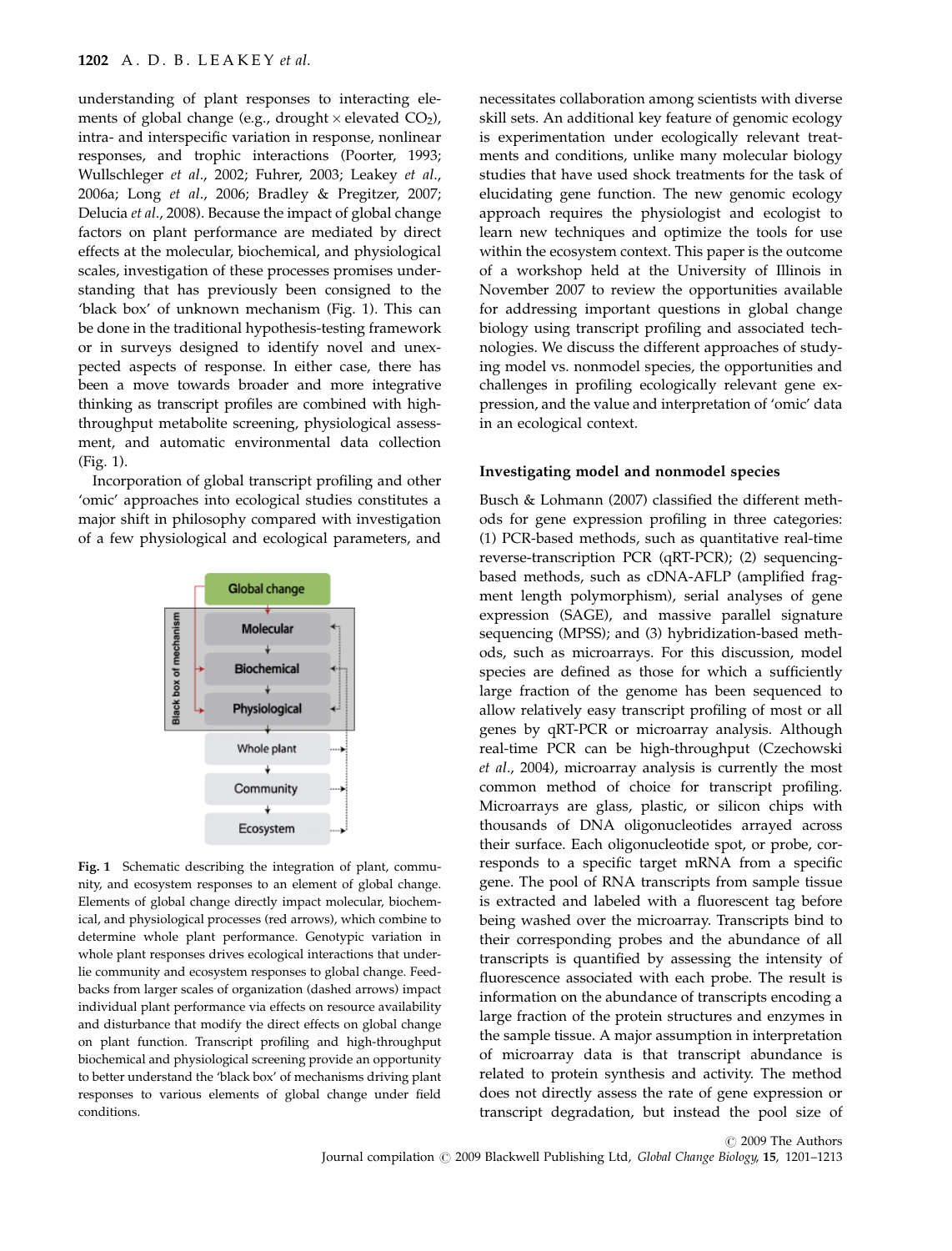understanding of plant responses to interacting elements of global change (e.g., drought × elevated $CO_2$), intra- and interspecific variation in response, nonlinear responses, and trophic interactions (Poorter, 1993; Wullschleger *et al.*, 2002; Fuhrer, 2003; Leakey *et al.*, 2006a; Long *et al.*, 2006; Bradley & Pregitzer, 2007; Delucia *et al.*, 2008). Because the impact of global change factors on plant performance are mediated by direct effects at the molecular, biochemical, and physiological scales, investigation of these processes promises understanding that has previously been consigned to the 'black box' of unknown mechanism (Fig. 1). This can be done in the traditional hypothesis-testing framework or in surveys designed to identify novel and unexpected aspects of response. In either case, there has been a move towards broader and more integrative thinking as transcript profiles are combined with high-throughput metabolite screening, physiological assessment, and automatic environmental data collection (Fig. 1).

Incorporation of global transcript profiling and other 'omic' approaches into ecological studies constitutes a major shift in philosophy compared with investigation of a few physiological and ecological parameters, and necessitates collaboration among scientists with diverse skill sets. An additional key feature of genomic ecology is experimentation under ecologically relevant treatments and conditions, unlike many molecular biology studies that have used shock treatments for the task of elucidating gene function. The new genomic ecology approach requires the physiologist and ecologist to learn new techniques and optimize the tools for use within the ecosystem context. This paper is the outcome of a workshop held at the University of Illinois in November 2007 to review the opportunities available for addressing important questions in global change biology using transcript profiling and associated technologies. We discuss the different approaches of studying model vs. nonmodel species, the opportunities and challenges in profiling ecologically relevant gene expression, and the value and interpretation of 'omic' data in an ecological context.

Global change

Black box of mechanism

Molecular

Biochemical

Physiological

Whole plant

Community

Ecosystem

**Fig. 1** Schematic describing the integration of plant, community, and ecosystem responses to an element of global change. Elements of global change directly impact molecular, biochemical, and physiological processes (red arrows), which combine to determine whole plant performance. Genotypic variation in whole plant responses drives ecological interactions that underlie community and ecosystem responses to global change. Feedbacks from larger scales of organization (dashed arrows) impact individual plant performance via effects on resource availability and disturbance that modify the direct effects on global change on plant function. Transcript profiling and high-throughput biochemical and physiological screening provide an opportunity to better understand the 'black box' of mechanisms driving plant responses to various elements of global change under field conditions.

## Investigating model and nonmodel species

Busch & Lohmann (2007) classified the different methods for gene expression profiling in three categories: (1) PCR-based methods, such as quantitative real-time reverse-transcription PCR (qRT-PCR); (2) sequencing-based methods, such as cDNA-AFLP (amplified fragment length polymorphism), serial analyses of gene expression (SAGE), and massive parallel signature sequencing (MPSS); and (3) hybridization-based methods, such as microarrays. For this discussion, model species are defined as those for which a sufficiently large fraction of the genome has been sequenced to allow relatively easy transcript profiling of most or all genes by qRT-PCR or microarray analysis. Although real-time PCR can be high-throughput (Czechowski *et al.*, 2004), microarray analysis is currently the most common method of choice for transcript profiling. Microarrays are glass, plastic, or silicon chips with thousands of DNA oligonucleotides arrayed across their surface. Each oligonucleotide spot, or probe, corresponds to a specific target mRNA from a specific gene. The pool of RNA transcripts from sample tissue is extracted and labeled with a fluorescent tag before being washed over the microarray. Transcripts bind to their corresponding probes and the abundance of all transcripts is quantified by assessing the intensity of fluorescence associated with each probe. The result is information on the abundance of transcripts encoding a large fraction of the protein structures and enzymes in the sample tissue. A major assumption in interpretation of microarray data is that transcript abundance is related to protein synthesis and activity. The method does not directly assess the rate of gene expression or transcript degradation, but instead the pool size of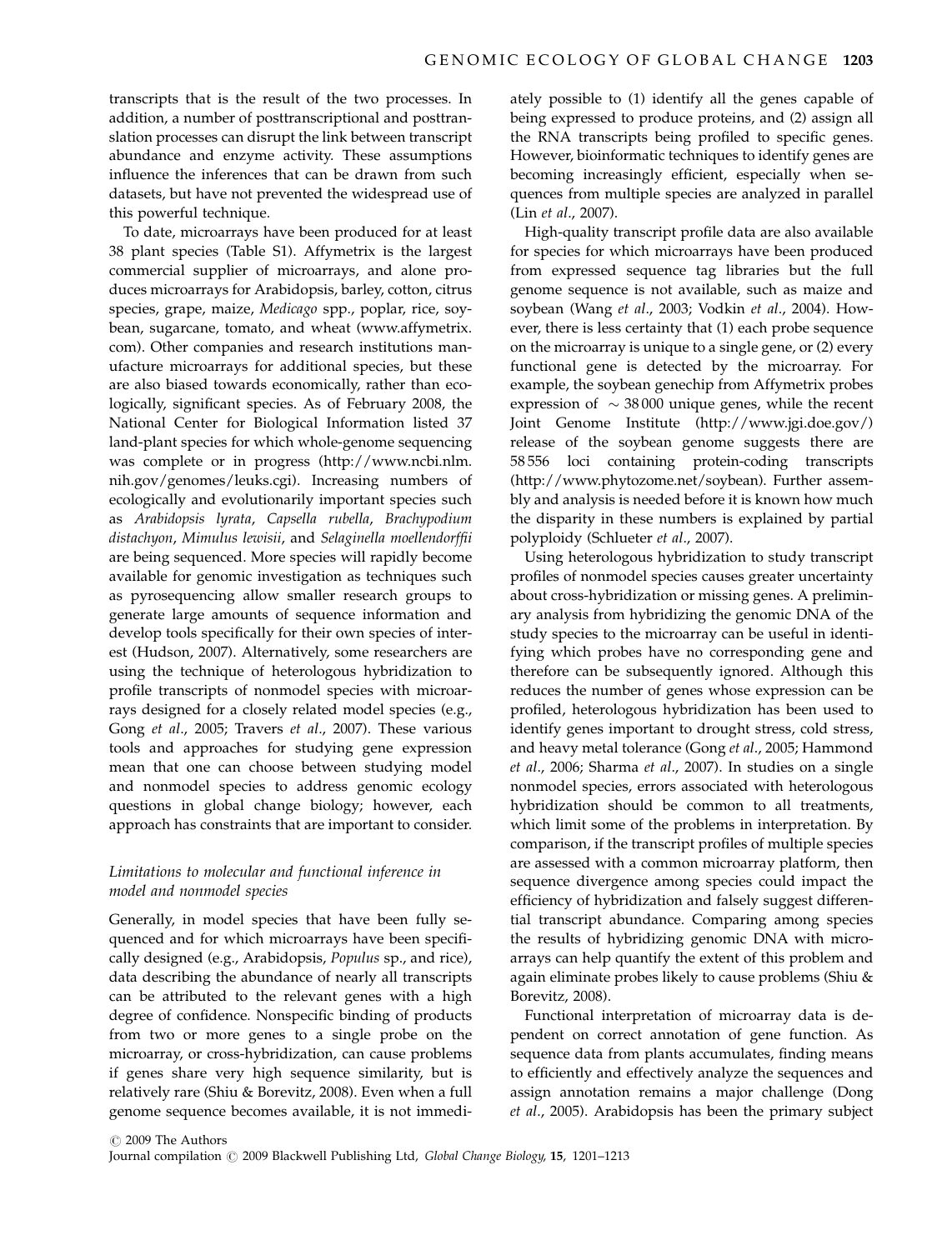transcripts that is the result of the two processes. In addition, a number of posttranscriptional and posttranslation processes can disrupt the link between transcript abundance and enzyme activity. These assumptions influence the inferences that can be drawn from such datasets, but have not prevented the widespread use of this powerful technique.

To date, microarrays have been produced for at least 38 plant species (Table S1). Affymetrix is the largest commercial supplier of microarrays, and alone produces microarrays for Arabidopsis, barley, cotton, citrus species, grape, maize, *Medicago* spp., poplar, rice, soybean, sugarcane, tomato, and wheat (www.affymetrix.com). Other companies and research institutions manufacture microarrays for additional species, but these are also biased towards economically, rather than ecologically, significant species. As of February 2008, the National Center for Biological Information listed 37 land-plant species for which whole-genome sequencing was complete or in progress (http://www.ncbi.nlm.nih.gov/genomes/leuks.cgi). Increasing numbers of ecologically and evolutionarily important species such as *Arabidopsis lyrata*, *Capsella rubella*, *Brachypodium distachyon*, *Mimulus lewisii*, and *Selaginella moellendorffii* are being sequenced. More species will rapidly become available for genomic investigation as techniques such as pyrosequencing allow smaller research groups to generate large amounts of sequence information and develop tools specifically for their own species of interest (Hudson, 2007). Alternatively, some researchers are using the technique of heterologous hybridization to profile transcripts of nonmodel species with microarrays designed for a closely related model species (e.g., Gong *et al*., 2005; Travers *et al*., 2007). These various tools and approaches for studying gene expression mean that one can choose between studying model and nonmodel species to address genomic ecology questions in global change biology; however, each approach has constraints that are important to consider.

### *Limitations to molecular and functional inference in model and nonmodel species*

Generally, in model species that have been fully sequenced and for which microarrays have been specifically designed (e.g., Arabidopsis, *Populus* sp., and rice), data describing the abundance of nearly all transcripts can be attributed to the relevant genes with a high degree of confidence. Nonspecific binding of products from two or more genes to a single probe on the microarray, or cross-hybridization, can cause problems if genes share very high sequence similarity, but is relatively rare (Shiu & Borevitz, 2008). Even when a full genome sequence becomes available, it is not immediately possible to (1) identify all the genes capable of being expressed to produce proteins, and (2) assign all the RNA transcripts being profiled to specific genes. However, bioinformatic techniques to identify genes are becoming increasingly efficient, especially when sequences from multiple species are analyzed in parallel (Lin *et al*., 2007).

High-quality transcript profile data are also available for species for which microarrays have been produced from expressed sequence tag libraries but the full genome sequence is not available, such as maize and soybean (Wang *et al*., 2003; Vodkin *et al*., 2004). However, there is less certainty that (1) each probe sequence on the microarray is unique to a single gene, or (2) every functional gene is detected by the microarray. For example, the soybean genechip from Affymetrix probes expression of ~38 000 unique genes, while the recent Joint Genome Institute (http://www.jgi.doe.gov/) release of the soybean genome suggests there are 58 556 loci containing protein-coding transcripts (http://www.phytozome.net/soybean). Further assembly and analysis is needed before it is known how much the disparity in these numbers is explained by partial polyploidy (Schlueter *et al*., 2007).

Using heterologous hybridization to study transcript profiles of nonmodel species causes greater uncertainty about cross-hybridization or missing genes. A preliminary analysis from hybridizing the genomic DNA of the study species to the microarray can be useful in identifying which probes have no corresponding gene and therefore can be subsequently ignored. Although this reduces the number of genes whose expression can be profiled, heterologous hybridization has been used to identify genes important to drought stress, cold stress, and heavy metal tolerance (Gong *et al*., 2005; Hammond *et al*., 2006; Sharma *et al*., 2007). In studies on a single nonmodel species, errors associated with heterologous hybridization should be common to all treatments, which limit some of the problems in interpretation. By comparison, if the transcript profiles of multiple species are assessed with a common microarray platform, then sequence divergence among species could impact the efficiency of hybridization and falsely suggest differential transcript abundance. Comparing among species the results of hybridizing genomic DNA with microarrays can help quantify the extent of this problem and again eliminate probes likely to cause problems (Shiu & Borevitz, 2008).

Functional interpretation of microarray data is dependent on correct annotation of gene function. As sequence data from plants accumulates, finding means to efficiently and effectively analyze the sequences and assign annotation remains a major challenge (Dong *et al*., 2005). Arabidopsis has been the primary subject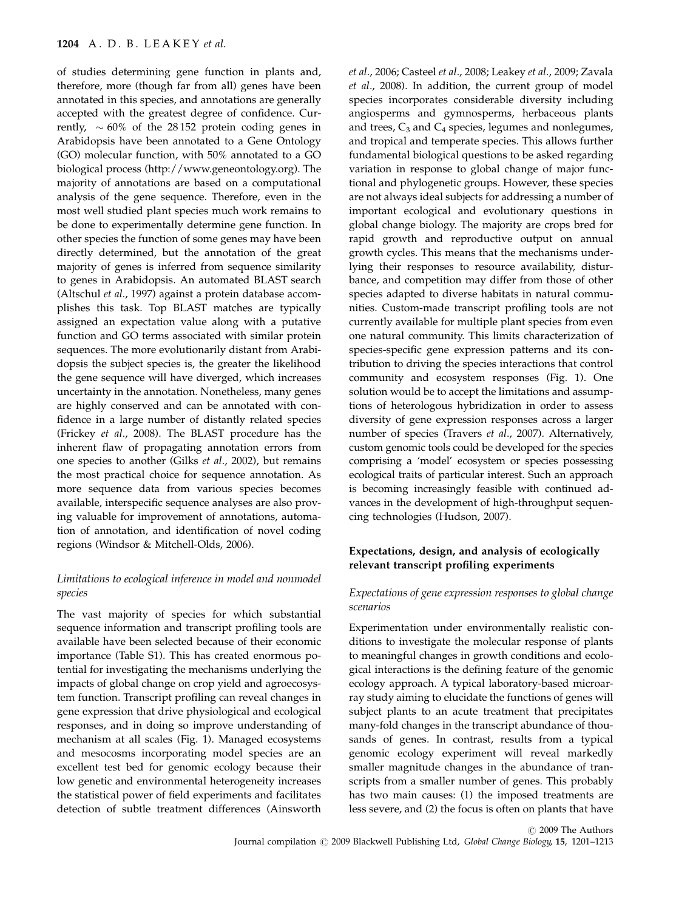of studies determining gene function in plants and, therefore, more (though far from all) genes have been annotated in this species, and annotations are generally accepted with the greatest degree of confidence. Currently, $\sim$60% of the 28 152 protein coding genes in Arabidopsis have been annotated to a Gene Ontology (GO) molecular function, with 50% annotated to a GO biological process (http://www.geneontology.org). The majority of annotations are based on a computational analysis of the gene sequence. Therefore, even in the most well studied plant species much work remains to be done to experimentally determine gene function. In other species the function of some genes may have been directly determined, but the annotation of the great majority of genes is inferred from sequence similarity to genes in Arabidopsis. An automated BLAST search (Altschul *et al*., 1997) against a protein database accomplishes this task. Top BLAST matches are typically assigned an expectation value along with a putative function and GO terms associated with similar protein sequences. The more evolutionarily distant from Arabidopsis the subject species is, the greater the likelihood the gene sequence will have diverged, which increases uncertainty in the annotation. Nonetheless, many genes are highly conserved and can be annotated with confidence in a large number of distantly related species (Frickey *et al*., 2008). The BLAST procedure has the inherent flaw of propagating annotation errors from one species to another (Gilks *et al*., 2002), but remains the most practical choice for sequence annotation. As more sequence data from various species becomes available, interspecific sequence analyses are also proving valuable for improvement of annotations, automation of annotation, and identification of novel coding regions (Windsor & Mitchell-Olds, 2006).

### *Limitations to ecological inference in model and nonmodel species*

The vast majority of species for which substantial sequence information and transcript profiling tools are available have been selected because of their economic importance (Table S1). This has created enormous potential for investigating the mechanisms underlying the impacts of global change on crop yield and agroecosystem function. Transcript profiling can reveal changes in gene expression that drive physiological and ecological responses, and in doing so improve understanding of mechanism at all scales (Fig. 1). Managed ecosystems and mesocosms incorporating model species are an excellent test bed for genomic ecology because their low genetic and environmental heterogeneity increases the statistical power of field experiments and facilitates detection of subtle treatment differences (Ainsworth *et al*., 2006; Casteel *et al*., 2008; Leakey *et al*., 2009; Zavala *et al*., 2008). In addition, the current group of model species incorporates considerable diversity including angiosperms and gymnosperms, herbaceous plants and trees, $C_3$ and $C_4$ species, legumes and nonlegumes, and tropical and temperate species. This allows further fundamental biological questions to be asked regarding variation in response to global change of major functional and phylogenetic groups. However, these species are not always ideal subjects for addressing a number of important ecological and evolutionary questions in global change biology. The majority are crops bred for rapid growth and reproductive output on annual growth cycles. This means that the mechanisms underlying their responses to resource availability, disturbance, and competition may differ from those of other species adapted to diverse habitats in natural communities. Custom-made transcript profiling tools are not currently available for multiple plant species from even one natural community. This limits characterization of species-specific gene expression patterns and its contribution to driving the species interactions that control community and ecosystem responses (Fig. 1). One solution would be to accept the limitations and assumptions of heterologous hybridization in order to assess diversity of gene expression responses across a larger number of species (Travers *et al*., 2007). Alternatively, custom genomic tools could be developed for the species comprising a 'model' ecosystem or species possessing ecological traits of particular interest. Such an approach is becoming increasingly feasible with continued advances in the development of high-throughput sequencing technologies (Hudson, 2007).

## Expectations, design, and analysis of ecologically relevant transcript profiling experiments

### *Expectations of gene expression responses to global change scenarios*

Experimentation under environmentally realistic conditions to investigate the molecular response of plants to meaningful changes in growth conditions and ecological interactions is the defining feature of the genomic ecology approach. A typical laboratory-based microarray study aiming to elucidate the functions of genes will subject plants to an acute treatment that precipitates many-fold changes in the transcript abundance of thousands of genes. In contrast, results from a typical genomic ecology experiment will reveal markedly smaller magnitude changes in the abundance of transcripts from a smaller number of genes. This probably has two main causes: (1) the imposed treatments are less severe, and (2) the focus is often on plants that have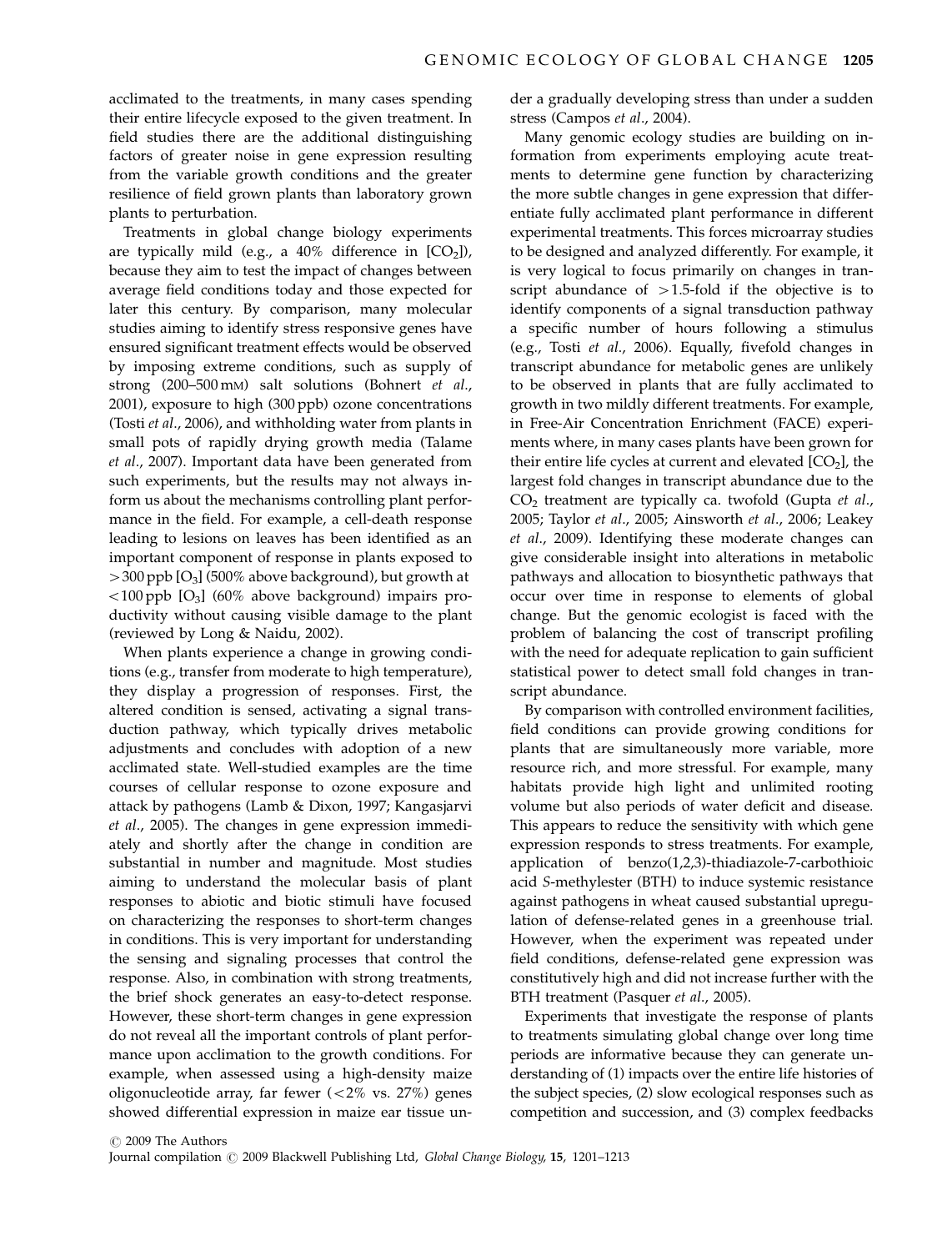acclimated to the treatments, in many cases spending their entire lifecycle exposed to the given treatment. In field studies there are the additional distinguishing factors of greater noise in gene expression resulting from the variable growth conditions and the greater resilience of field grown plants than laboratory grown plants to perturbation.

Treatments in global change biology experiments are typically mild (e.g., a 40% difference in [$CO_2$]), because they aim to test the impact of changes between average field conditions today and those expected for later this century. By comparison, many molecular studies aiming to identify stress responsive genes have ensured significant treatment effects would be observed by imposing extreme conditions, such as supply of strong (200–500 mM) salt solutions (Bohnert *et al*., 2001), exposure to high (300 ppb) ozone concentrations (Tosti *et al*., 2006), and withholding water from plants in small pots of rapidly drying growth media (Talame *et al*., 2007). Important data have been generated from such experiments, but the results may not always inform us about the mechanisms controlling plant performance in the field. For example, a cell-death response leading to lesions on leaves has been identified as an important component of response in plants exposed to $>300$ ppb [$O_3$] (500% above background), but growth at $<100$ ppb [$O_3$] (60% above background) impairs productivity without causing visible damage to the plant (reviewed by Long & Naidu, 2002).

When plants experience a change in growing conditions (e.g., transfer from moderate to high temperature), they display a progression of responses. First, the altered condition is sensed, activating a signal transduction pathway, which typically drives metabolic adjustments and concludes with adoption of a new acclimated state. Well-studied examples are the time courses of cellular response to ozone exposure and attack by pathogens (Lamb & Dixon, 1997; Kangasjarvi *et al*., 2005). The changes in gene expression immediately and shortly after the change in condition are substantial in number and magnitude. Most studies aiming to understand the molecular basis of plant responses to abiotic and biotic stimuli have focused on characterizing the responses to short-term changes in conditions. This is very important for understanding the sensing and signaling processes that control the response. Also, in combination with strong treatments, the brief shock generates an easy-to-detect response. However, these short-term changes in gene expression do not reveal all the important controls of plant performance upon acclimation to the growth conditions. For example, when assessed using a high-density maize oligonucleotide array, far fewer ($<2$% vs. 27%) genes showed differential expression in maize ear tissue under a gradually developing stress than under a sudden stress (Campos *et al*., 2004).

Many genomic ecology studies are building on information from experiments employing acute treatments to determine gene function by characterizing the more subtle changes in gene expression that differentiate fully acclimated plant performance in different experimental treatments. This forces microarray studies to be designed and analyzed differently. For example, it is very logical to focus primarily on changes in transcript abundance of $>1.5$-fold if the objective is to identify components of a signal transduction pathway a specific number of hours following a stimulus (e.g., Tosti *et al*., 2006). Equally, fivefold changes in transcript abundance for metabolic genes are unlikely to be observed in plants that are fully acclimated to growth in two mildly different treatments. For example, in Free-Air Concentration Enrichment (FACE) experiments where, in many cases plants have been grown for their entire life cycles at current and elevated [$CO_2$], the largest fold changes in transcript abundance due to the $CO_2$ treatment are typically ca. twofold (Gupta *et al*., 2005; Taylor *et al*., 2005; Ainsworth *et al*., 2006; Leakey *et al*., 2009). Identifying these moderate changes can give considerable insight into alterations in metabolic pathways and allocation to biosynthetic pathways that occur over time in response to elements of global change. But the genomic ecologist is faced with the problem of balancing the cost of transcript profiling with the need for adequate replication to gain sufficient statistical power to detect small fold changes in transcript abundance.

By comparison with controlled environment facilities, field conditions can provide growing conditions for plants that are simultaneously more variable, more resource rich, and more stressful. For example, many habitats provide high light and unlimited rooting volume but also periods of water deficit and disease. This appears to reduce the sensitivity with which gene expression responds to stress treatments. For example, application of benzo(1,2,3)-thiadiazole-7-carbothioic acid *S*-methylester (BTH) to induce systemic resistance against pathogens in wheat caused substantial upregulation of defense-related genes in a greenhouse trial. However, when the experiment was repeated under field conditions, defense-related gene expression was constitutively high and did not increase further with the BTH treatment (Pasquer *et al*., 2005).

Experiments that investigate the response of plants to treatments simulating global change over long time periods are informative because they can generate understanding of (1) impacts over the entire life histories of the subject species, (2) slow ecological responses such as competition and succession, and (3) complex feedbacks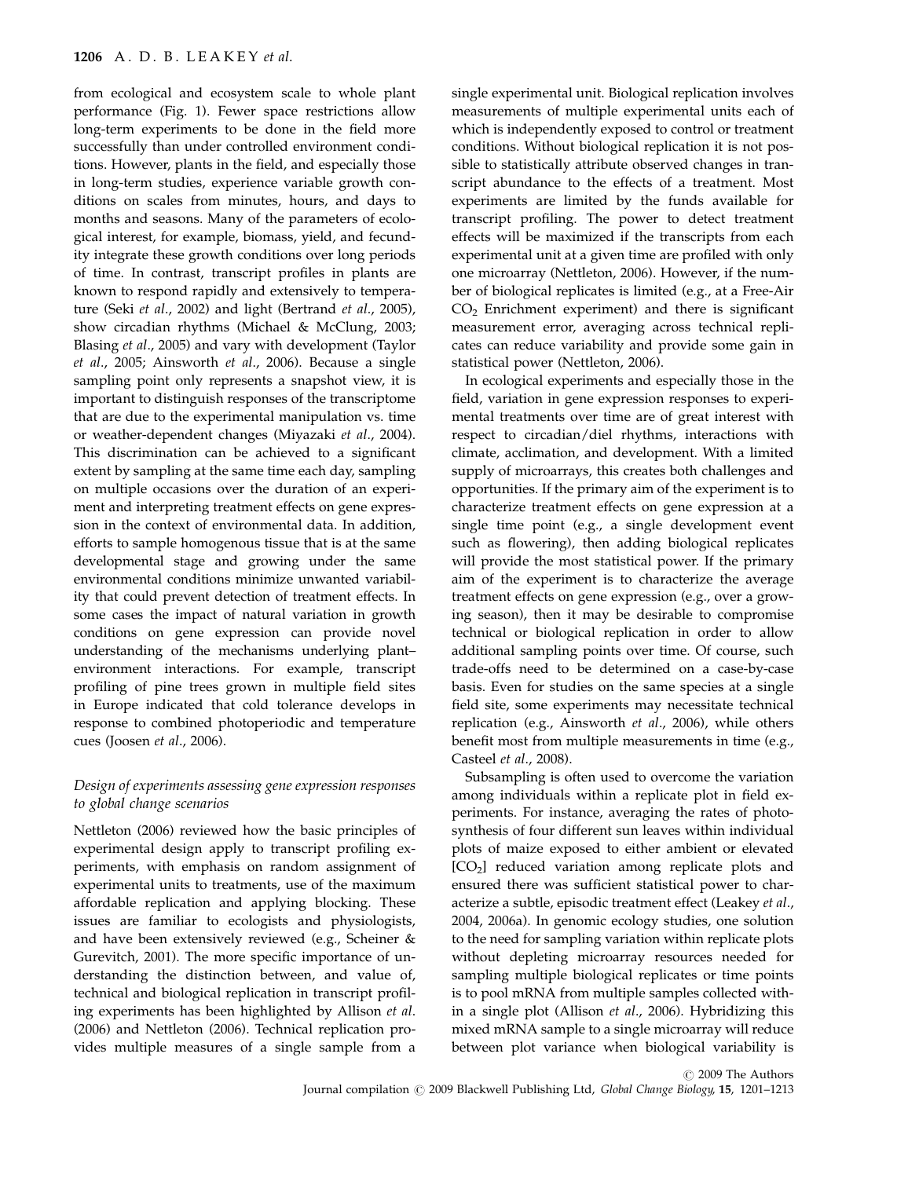from ecological and ecosystem scale to whole plant performance (Fig. 1). Fewer space restrictions allow long-term experiments to be done in the field more successfully than under controlled environment conditions. However, plants in the field, and especially those in long-term studies, experience variable growth conditions on scales from minutes, hours, and days to months and seasons. Many of the parameters of ecological interest, for example, biomass, yield, and fecundity integrate these growth conditions over long periods of time. In contrast, transcript profiles in plants are known to respond rapidly and extensively to temperature (Seki *et al*., 2002) and light (Bertrand *et al*., 2005), show circadian rhythms (Michael & McClung, 2003; Blasing *et al*., 2005) and vary with development (Taylor *et al*., 2005; Ainsworth *et al*., 2006). Because a single sampling point only represents a snapshot view, it is important to distinguish responses of the transcriptome that are due to the experimental manipulation vs. time or weather-dependent changes (Miyazaki *et al*., 2004). This discrimination can be achieved to a significant extent by sampling at the same time each day, sampling on multiple occasions over the duration of an experiment and interpreting treatment effects on gene expression in the context of environmental data. In addition, efforts to sample homogenous tissue that is at the same developmental stage and growing under the same environmental conditions minimize unwanted variability that could prevent detection of treatment effects. In some cases the impact of natural variation in growth conditions on gene expression can provide novel understanding of the mechanisms underlying plant–environment interactions. For example, transcript profiling of pine trees grown in multiple field sites in Europe indicated that cold tolerance develops in response to combined photoperiodic and temperature cues (Joosen *et al*., 2006).

### *Design of experiments assessing gene expression responses to global change scenarios*

Nettleton (2006) reviewed how the basic principles of experimental design apply to transcript profiling experiments, with emphasis on random assignment of experimental units to treatments, use of the maximum affordable replication and applying blocking. These issues are familiar to ecologists and physiologists, and have been extensively reviewed (e.g., Scheiner & Gurevitch, 2001). The more specific importance of understanding the distinction between, and value of, technical and biological replication in transcript profiling experiments has been highlighted by Allison *et al*. (2006) and Nettleton (2006). Technical replication provides multiple measures of a single sample from a single experimental unit. Biological replication involves measurements of multiple experimental units each of which is independently exposed to control or treatment conditions. Without biological replication it is not possible to statistically attribute observed changes in transcript abundance to the effects of a treatment. Most experiments are limited by the funds available for transcript profiling. The power to detect treatment effects will be maximized if the transcripts from each experimental unit at a given time are profiled with only one microarray (Nettleton, 2006). However, if the number of biological replicates is limited (e.g., at a Free-Air $CO_2$ Enrichment experiment) and there is significant measurement error, averaging across technical replicates can reduce variability and provide some gain in statistical power (Nettleton, 2006).

In ecological experiments and especially those in the field, variation in gene expression responses to experimental treatments over time are of great interest with respect to circadian/diel rhythms, interactions with climate, acclimation, and development. With a limited supply of microarrays, this creates both challenges and opportunities. If the primary aim of the experiment is to characterize treatment effects on gene expression at a single time point (e.g., a single development event such as flowering), then adding biological replicates will provide the most statistical power. If the primary aim of the experiment is to characterize the average treatment effects on gene expression (e.g., over a growing season), then it may be desirable to compromise technical or biological replication in order to allow additional sampling points over time. Of course, such trade-offs need to be determined on a case-by-case basis. Even for studies on the same species at a single field site, some experiments may necessitate technical replication (e.g., Ainsworth *et al*., 2006), while others benefit most from multiple measurements in time (e.g., Casteel *et al*., 2008).

Subsampling is often used to overcome the variation among individuals within a replicate plot in field experiments. For instance, averaging the rates of photosynthesis of four different sun leaves within individual plots of maize exposed to either ambient or elevated [$CO_2$] reduced variation among replicate plots and ensured there was sufficient statistical power to characterize a subtle, episodic treatment effect (Leakey *et al*., 2004, 2006a). In genomic ecology studies, one solution to the need for sampling variation within replicate plots without depleting microarray resources needed for sampling multiple biological replicates or time points is to pool mRNA from multiple samples collected within a single plot (Allison *et al*., 2006). Hybridizing this mixed mRNA sample to a single microarray will reduce between plot variance when biological variability is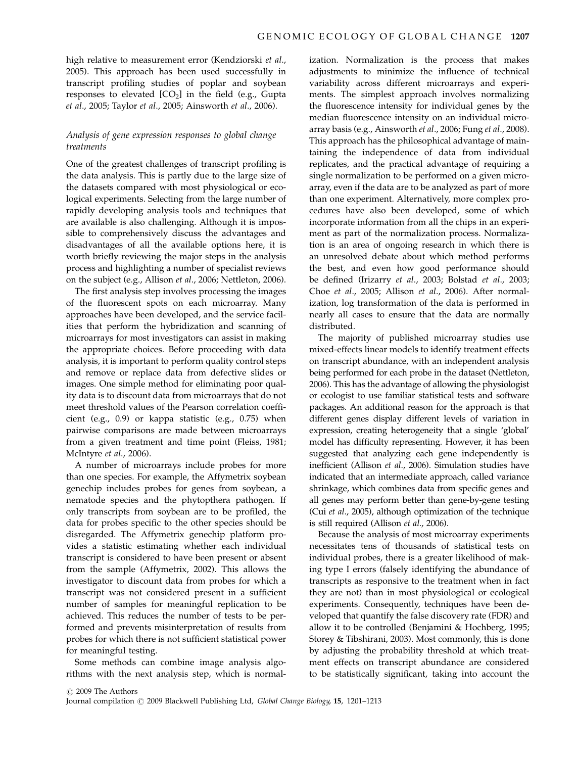high relative to measurement error (Kendziorski *et al*., 2005). This approach has been used successfully in transcript profiling studies of poplar and soybean responses to elevated [$CO_2$] in the field (e.g., Gupta *et al*., 2005; Taylor *et al*., 2005; Ainsworth *et al*., 2006).

### *Analysis of gene expression responses to global change treatments*

One of the greatest challenges of transcript profiling is the data analysis. This is partly due to the large size of the datasets compared with most physiological or ecological experiments. Selecting from the large number of rapidly developing analysis tools and techniques that are available is also challenging. Although it is impossible to comprehensively discuss the advantages and disadvantages of all the available options here, it is worth briefly reviewing the major steps in the analysis process and highlighting a number of specialist reviews on the subject (e.g., Allison *et al*., 2006; Nettleton, 2006).

The first analysis step involves processing the images of the fluorescent spots on each microarray. Many approaches have been developed, and the service facilities that perform the hybridization and scanning of microarrays for most investigators can assist in making the appropriate choices. Before proceeding with data analysis, it is important to perform quality control steps and remove or replace data from defective slides or images. One simple method for eliminating poor quality data is to discount data from microarrays that do not meet threshold values of the Pearson correlation coefficient (e.g., 0.9) or kappa statistic (e.g., 0.75) when pairwise comparisons are made between microarrays from a given treatment and time point (Fleiss, 1981; McIntyre *et al*., 2006).

A number of microarrays include probes for more than one species. For example, the Affymetrix soybean genechip includes probes for genes from soybean, a nematode species and the phytopthera pathogen. If only transcripts from soybean are to be profiled, the data for probes specific to the other species should be disregarded. The Affymetrix genechip platform provides a statistic estimating whether each individual transcript is considered to have been present or absent from the sample (Affymetrix, 2002). This allows the investigator to discount data from probes for which a transcript was not considered present in a sufficient number of samples for meaningful replication to be achieved. This reduces the number of tests to be performed and prevents misinterpretation of results from probes for which there is not sufficient statistical power for meaningful testing.

Some methods can combine image analysis algorithms with the next analysis step, which is normalization. Normalization is the process that makes adjustments to minimize the influence of technical variability across different microarrays and experiments. The simplest approach involves normalizing the fluorescence intensity for individual genes by the median fluorescence intensity on an individual microarray basis (e.g., Ainsworth *et al*., 2006; Fung *et al*., 2008). This approach has the philosophical advantage of maintaining the independence of data from individual replicates, and the practical advantage of requiring a single normalization to be performed on a given microarray, even if the data are to be analyzed as part of more than one experiment. Alternatively, more complex procedures have also been developed, some of which incorporate information from all the chips in an experiment as part of the normalization process. Normalization is an area of ongoing research in which there is an unresolved debate about which method performs the best, and even how good performance should be defined (Irizarry *et al*., 2003; Bolstad *et al*., 2003; Choe *et al*., 2005; Allison *et al*., 2006). After normalization, log transformation of the data is performed in nearly all cases to ensure that the data are normally distributed.

The majority of published microarray studies use mixed-effects linear models to identify treatment effects on transcript abundance, with an independent analysis being performed for each probe in the dataset (Nettleton, 2006). This has the advantage of allowing the physiologist or ecologist to use familiar statistical tests and software packages. An additional reason for the approach is that different genes display different levels of variation in expression, creating heterogeneity that a single 'global' model has difficulty representing. However, it has been suggested that analyzing each gene independently is inefficient (Allison *et al*., 2006). Simulation studies have indicated that an intermediate approach, called variance shrinkage, which combines data from specific genes and all genes may perform better than gene-by-gene testing (Cui *et al*., 2005), although optimization of the technique is still required (Allison *et al*., 2006).

Because the analysis of most microarray experiments necessitates tens of thousands of statistical tests on individual probes, there is a greater likelihood of making type I errors (falsely identifying the abundance of transcripts as responsive to the treatment when in fact they are not) than in most physiological or ecological experiments. Consequently, techniques have been developed that quantify the false discovery rate (FDR) and allow it to be controlled (Benjamini & Hochberg, 1995; Storey & Tibshirani, 2003). Most commonly, this is done by adjusting the probability threshold at which treatment effects on transcript abundance are considered to be statistically significant, taking into account the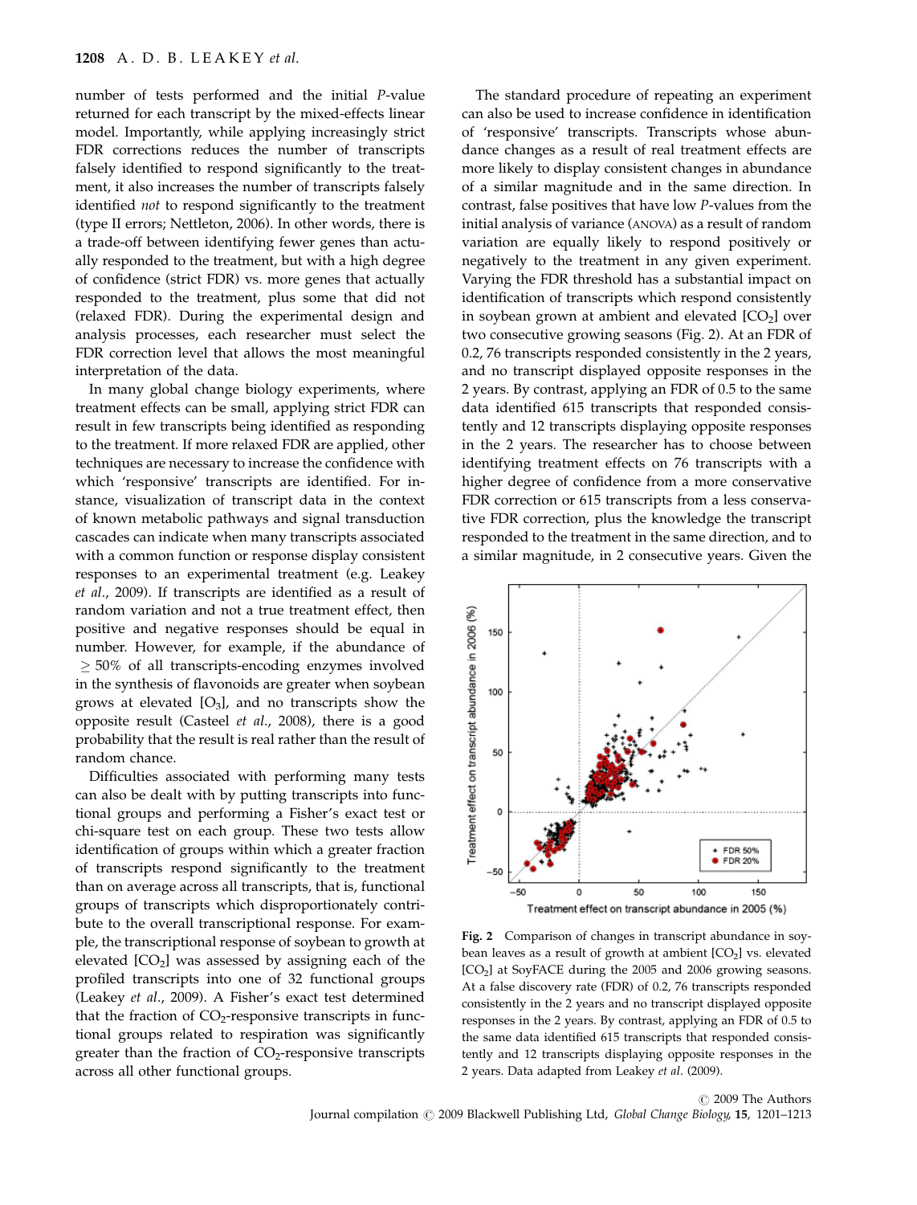number of tests performed and the initial *P*-value returned for each transcript by the mixed-effects linear model. Importantly, while applying increasingly strict FDR corrections reduces the number of transcripts falsely identified to respond significantly to the treatment, it also increases the number of transcripts falsely identified *not* to respond significantly to the treatment (type II errors; Nettleton, 2006). In other words, there is a trade-off between identifying fewer genes than actually responded to the treatment, but with a high degree of confidence (strict FDR) vs. more genes that actually responded to the treatment, plus some that did not (relaxed FDR). During the experimental design and analysis processes, each researcher must select the FDR correction level that allows the most meaningful interpretation of the data.

In many global change biology experiments, where treatment effects can be small, applying strict FDR can result in few transcripts being identified as responding to the treatment. If more relaxed FDR are applied, other techniques are necessary to increase the confidence with which 'responsive' transcripts are identified. For instance, visualization of transcript data in the context of known metabolic pathways and signal transduction cascades can indicate when many transcripts associated with a common function or response display consistent responses to an experimental treatment (e.g. Leakey *et al*., 2009). If transcripts are identified as a result of random variation and not a true treatment effect, then positive and negative responses should be equal in number. However, for example, if the abundance of $\geq 50\%$ of all transcripts-encoding enzymes involved in the synthesis of flavonoids are greater when soybean grows at elevated [$O_3$], and no transcripts show the opposite result (Casteel *et al*., 2008), there is a good probability that the result is real rather than the result of random chance.

Difficulties associated with performing many tests can also be dealt with by putting transcripts into functional groups and performing a Fisher's exact test or chi-square test on each group. These two tests allow identification of groups within which a greater fraction of transcripts respond significantly to the treatment than on average across all transcripts, that is, functional groups of transcripts which disproportionately contribute to the overall transcriptional response. For example, the transcriptional response of soybean to growth at elevated [$CO_2$] was assessed by assigning each of the profiled transcripts into one of 32 functional groups (Leakey *et al*., 2009). A Fisher's exact test determined that the fraction of $CO_2$-responsive transcripts in functional groups related to respiration was significantly greater than the fraction of $CO_2$-responsive transcripts across all other functional groups.

The standard procedure of repeating an experiment can also be used to increase confidence in identification of 'responsive' transcripts. Transcripts whose abundance changes as a result of real treatment effects are more likely to display consistent changes in abundance of a similar magnitude and in the same direction. In contrast, false positives that have low *P*-values from the initial analysis of variance (ANOVA) as a result of random variation are equally likely to respond positively or negatively to the treatment in any given experiment. Varying the FDR threshold has a substantial impact on identification of transcripts which respond consistently in soybean grown at ambient and elevated [$CO_2$] over two consecutive growing seasons (Fig. 2). At an FDR of 0.2, 76 transcripts responded consistently in the 2 years, and no transcript displayed opposite responses in the 2 years. By contrast, applying an FDR of 0.5 to the same data identified 615 transcripts that responded consistently and 12 transcripts displaying opposite responses in the 2 years. The researcher has to choose between identifying treatment effects on 76 transcripts with a higher degree of confidence from a more conservative FDR correction or 615 transcripts from a less conservative FDR correction, plus the knowledge the transcript responded to the treatment in the same direction, and to a similar magnitude, in 2 consecutive years. Given the

**Fig. 2** Comparison of changes in transcript abundance in soybean leaves as a result of growth at ambient [$CO_2$] vs. elevated [$CO_2$] at SoyFACE during the 2005 and 2006 growing seasons. At a false discovery rate (FDR) of 0.2, 76 transcripts responded consistently in the 2 years and no transcript displayed opposite responses in the 2 years. By contrast, applying an FDR of 0.5 to the same data identified 615 transcripts that responded consistently and 12 transcripts displaying opposite responses in the 2 years. Data adapted from Leakey *et al*. (2009).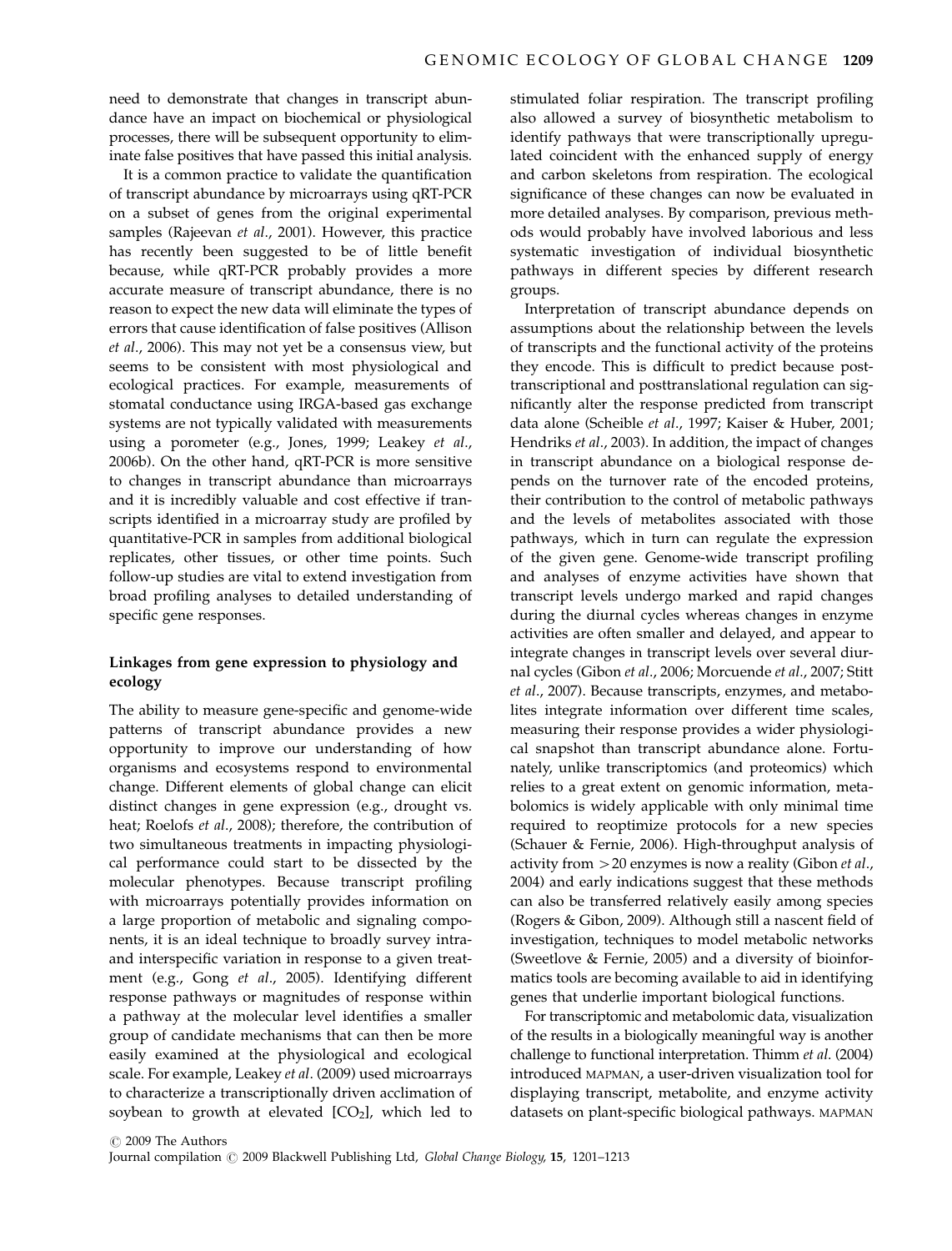need to demonstrate that changes in transcript abundance have an impact on biochemical or physiological processes, there will be subsequent opportunity to eliminate false positives that have passed this initial analysis.

It is a common practice to validate the quantification of transcript abundance by microarrays using qRT-PCR on a subset of genes from the original experimental samples (Rajeevan *et al*., 2001). However, this practice has recently been suggested to be of little benefit because, while qRT-PCR probably provides a more accurate measure of transcript abundance, there is no reason to expect the new data will eliminate the types of errors that cause identification of false positives (Allison *et al*., 2006). This may not yet be a consensus view, but seems to be consistent with most physiological and ecological practices. For example, measurements of stomatal conductance using IRGA-based gas exchange systems are not typically validated with measurements using a porometer (e.g., Jones, 1999; Leakey *et al*., 2006b). On the other hand, qRT-PCR is more sensitive to changes in transcript abundance than microarrays and it is incredibly valuable and cost effective if transcripts identified in a microarray study are profiled by quantitative-PCR in samples from additional biological replicates, other tissues, or other time points. Such follow-up studies are vital to extend investigation from broad profiling analyses to detailed understanding of specific gene responses.

## Linkages from gene expression to physiology and ecology

The ability to measure gene-specific and genome-wide patterns of transcript abundance provides a new opportunity to improve our understanding of how organisms and ecosystems respond to environmental change. Different elements of global change can elicit distinct changes in gene expression (e.g., drought vs. heat; Roelofs *et al*., 2008); therefore, the contribution of two simultaneous treatments in impacting physiological performance could start to be dissected by the molecular phenotypes. Because transcript profiling with microarrays potentially provides information on a large proportion of metabolic and signaling components, it is an ideal technique to broadly survey intra- and interspecific variation in response to a given treatment (e.g., Gong *et al*., 2005). Identifying different response pathways or magnitudes of response within a pathway at the molecular level identifies a smaller group of candidate mechanisms that can then be more easily examined at the physiological and ecological scale. For example, Leakey *et al*. (2009) used microarrays to characterize a transcriptionally driven acclimation of soybean to growth at elevated [$CO_2$], which led to stimulated foliar respiration. The transcript profiling also allowed a survey of biosynthetic metabolism to identify pathways that were transcriptionally upregulated coincident with the enhanced supply of energy and carbon skeletons from respiration. The ecological significance of these changes can now be evaluated in more detailed analyses. By comparison, previous methods would probably have involved laborious and less systematic investigation of individual biosynthetic pathways in different species by different research groups.

Interpretation of transcript abundance depends on assumptions about the relationship between the levels of transcripts and the functional activity of the proteins they encode. This is difficult to predict because post-transcriptional and posttranslational regulation can significantly alter the response predicted from transcript data alone (Scheible *et al*., 1997; Kaiser & Huber, 2001; Hendriks *et al*., 2003). In addition, the impact of changes in transcript abundance on a biological response depends on the turnover rate of the encoded proteins, their contribution to the control of metabolic pathways and the levels of metabolites associated with those pathways, which in turn can regulate the expression of the given gene. Genome-wide transcript profiling and analyses of enzyme activities have shown that transcript levels undergo marked and rapid changes during the diurnal cycles whereas changes in enzyme activities are often smaller and delayed, and appear to integrate changes in transcript levels over several diurnal cycles (Gibon *et al*., 2006; Morcuende *et al*., 2007; Stitt *et al*., 2007). Because transcripts, enzymes, and metabolites integrate information over different time scales, measuring their response provides a wider physiological snapshot than transcript abundance alone. Fortunately, unlike transcriptomics (and proteomics) which relies to a great extent on genomic information, metabolomics is widely applicable with only minimal time required to reoptimize protocols for a new species (Schauer & Fernie, 2006). High-throughput analysis of activity from >20 enzymes is now a reality (Gibon *et al*., 2004) and early indications suggest that these methods can also be transferred relatively easily among species (Rogers & Gibon, 2009). Although still a nascent field of investigation, techniques to model metabolic networks (Sweetlove & Fernie, 2005) and a diversity of bioinformatics tools are becoming available to aid in identifying genes that underlie important biological functions.

For transcriptomic and metabolomic data, visualization of the results in a biologically meaningful way is another challenge to functional interpretation. Thimm *et al*. (2004) introduced MAPMAN, a user-driven visualization tool for displaying transcript, metabolite, and enzyme activity datasets on plant-specific biological pathways. MAPMAN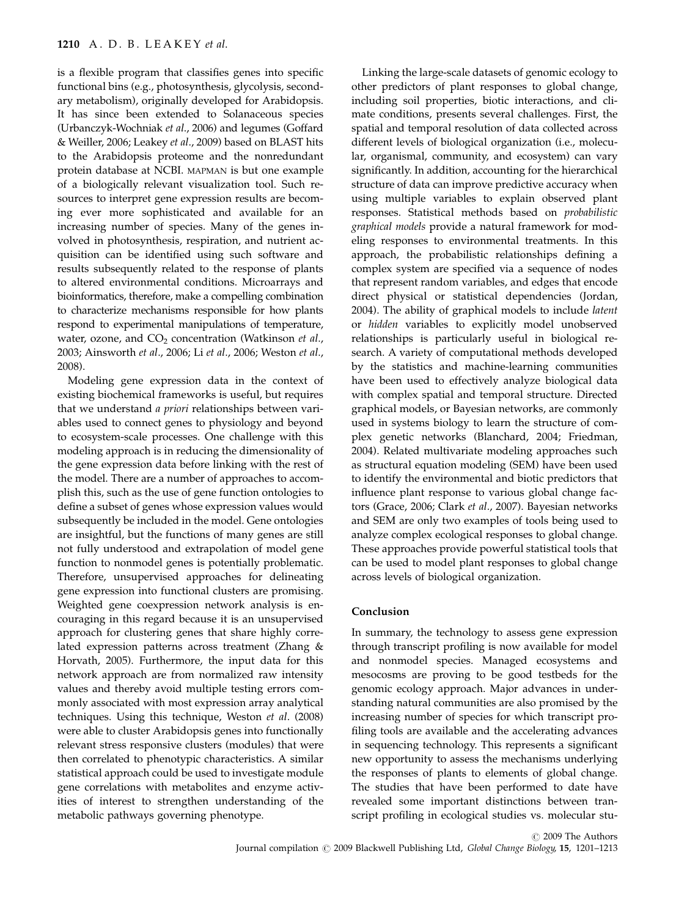is a flexible program that classifies genes into specific functional bins (e.g., photosynthesis, glycolysis, secondary metabolism), originally developed for Arabidopsis. It has since been extended to Solanaceous species (Urbanczyk-Wochniak *et al*., 2006) and legumes (Goffard & Weiller, 2006; Leakey *et al*., 2009) based on BLAST hits to the Arabidopsis proteome and the nonredundant protein database at NCBI. MAPMAN is but one example of a biologically relevant visualization tool. Such resources to interpret gene expression results are becoming ever more sophisticated and available for an increasing number of species. Many of the genes involved in photosynthesis, respiration, and nutrient acquisition can be identified using such software and results subsequently related to the response of plants to altered environmental conditions. Microarrays and bioinformatics, therefore, make a compelling combination to characterize mechanisms responsible for how plants respond to experimental manipulations of temperature, water, ozone, and $CO_2$ concentration (Watkinson *et al*., 2003; Ainsworth *et al*., 2006; Li *et al*., 2006; Weston *et al*., 2008).

Modeling gene expression data in the context of existing biochemical frameworks is useful, but requires that we understand *a priori* relationships between variables used to connect genes to physiology and beyond to ecosystem-scale processes. One challenge with this modeling approach is in reducing the dimensionality of the gene expression data before linking with the rest of the model. There are a number of approaches to accomplish this, such as the use of gene function ontologies to define a subset of genes whose expression values would subsequently be included in the model. Gene ontologies are insightful, but the functions of many genes are still not fully understood and extrapolation of model gene function to nonmodel genes is potentially problematic. Therefore, unsupervised approaches for delineating gene expression into functional clusters are promising. Weighted gene coexpression network analysis is encouraging in this regard because it is an unsupervised approach for clustering genes that share highly correlated expression patterns across treatment (Zhang & Horvath, 2005). Furthermore, the input data for this network approach are from normalized raw intensity values and thereby avoid multiple testing errors commonly associated with most expression array analytical techniques. Using this technique, Weston *et al*. (2008) were able to cluster Arabidopsis genes into functionally relevant stress responsive clusters (modules) that were then correlated to phenotypic characteristics. A similar statistical approach could be used to investigate module gene correlations with metabolites and enzyme activities of interest to strengthen understanding of the metabolic pathways governing phenotype.

Linking the large-scale datasets of genomic ecology to other predictors of plant responses to global change, including soil properties, biotic interactions, and climate conditions, presents several challenges. First, the spatial and temporal resolution of data collected across different levels of biological organization (i.e., molecular, organismal, community, and ecosystem) can vary significantly. In addition, accounting for the hierarchical structure of data can improve predictive accuracy when using multiple variables to explain observed plant responses. Statistical methods based on *probabilistic graphical models* provide a natural framework for modeling responses to environmental treatments. In this approach, the probabilistic relationships defining a complex system are specified via a sequence of nodes that represent random variables, and edges that encode direct physical or statistical dependencies (Jordan, 2004). The ability of graphical models to include *latent* or *hidden* variables to explicitly model unobserved relationships is particularly useful in biological research. A variety of computational methods developed by the statistics and machine-learning communities have been used to effectively analyze biological data with complex spatial and temporal structure. Directed graphical models, or Bayesian networks, are commonly used in systems biology to learn the structure of complex genetic networks (Blanchard, 2004; Friedman, 2004). Related multivariate modeling approaches such as structural equation modeling (SEM) have been used to identify the environmental and biotic predictors that influence plant response to various global change factors (Grace, 2006; Clark *et al*., 2007). Bayesian networks and SEM are only two examples of tools being used to analyze complex ecological responses to global change. These approaches provide powerful statistical tools that can be used to model plant responses to global change across levels of biological organization.

## Conclusion

In summary, the technology to assess gene expression through transcript profiling is now available for model and nonmodel species. Managed ecosystems and mesocosms are proving to be good testbeds for the genomic ecology approach. Major advances in understanding natural communities are also promised by the increasing number of species for which transcript profiling tools are available and the accelerating advances in sequencing technology. This represents a significant new opportunity to assess the mechanisms underlying the responses of plants to elements of global change. The studies that have been performed to date have revealed some important distinctions between transcript profiling in ecological studies vs. molecular stu-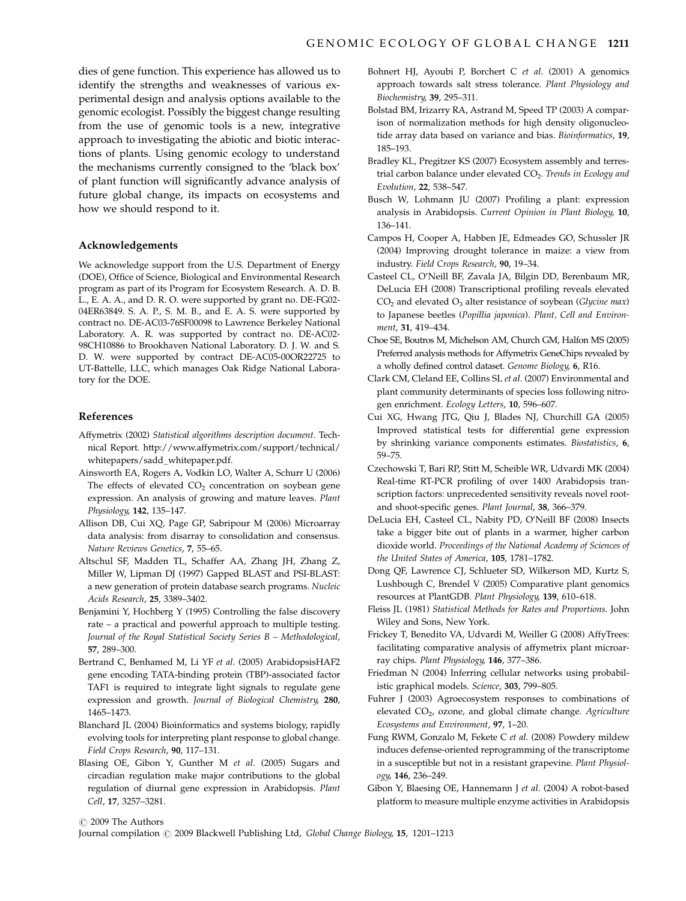dies of gene function. This experience has allowed us to identify the strengths and weaknesses of various experimental design and analysis options available to the genomic ecologist. Possibly the biggest change resulting from the use of genomic tools is a new, integrative approach to investigating the abiotic and biotic interactions of plants. Using genomic ecology to understand the mechanisms currently consigned to the 'black box' of plant function will significantly advance analysis of future global change, its impacts on ecosystems and how we should respond to it.

### Acknowledgements

We acknowledge support from the U.S. Department of Energy (DOE), Office of Science, Biological and Environmental Research program as part of its Program for Ecosystem Research. A. D. B. L., E. A. A., and D. R. O. were supported by grant no. DE-FG02-04ER63849. S. A. P., S. M. B., and E. A. S. were supported by contract no. DE-AC03-76SF00098 to Lawrence Berkeley National Laboratory. A. R. was supported by contract no. DE-AC02-98CH10886 to Brookhaven National Laboratory. D. J. W. and S. D. W. were supported by contract DE-AC05-00OR22725 to UT-Battelle, LLC, which manages Oak Ridge National Laboratory for the DOE.

### References

Affymetrix (2002) *Statistical algorithms description document*. Technical Report. http://www.affymetrix.com/support/technical/whitepapers/sadd_whitepaper.pdf.

Ainsworth EA, Rogers A, Vodkin LO, Walter A, Schurr U (2006) The effects of elevated $CO_2$ concentration on soybean gene expression. An analysis of growing and mature leaves. *Plant Physiology*, **142**, 135–147.

Allison DB, Cui XQ, Page GP, Sabripour M (2006) Microarray data analysis: from disarray to consolidation and consensus. *Nature Reviews Genetics*, **7**, 55–65.

Altschul SF, Madden TL, Schaffer AA, Zhang JH, Zhang Z, Miller W, Lipman DJ (1997) Gapped BLAST and PSI-BLAST: a new generation of protein database search programs. *Nucleic Acids Research*, **25**, 3389–3402.

Benjamini Y, Hochberg Y (1995) Controlling the false discovery rate – a practical and powerful approach to multiple testing. *Journal of the Royal Statistical Society Series B – Methodological*, **57**, 289–300.

Bertrand C, Benhamed M, Li YF *et al*. (2005) ArabidopsisHAF2 gene encoding TATA-binding protein (TBP)-associated factor TAF1 is required to integrate light signals to regulate gene expression and growth. *Journal of Biological Chemistry*, **280**, 1465–1473.

Blanchard JL (2004) Bioinformatics and systems biology, rapidly evolving tools for interpreting plant response to global change. *Field Crops Research*, **90**, 117–131.

Blasing OE, Gibon Y, Gunther M *et al*. (2005) Sugars and circadian regulation make major contributions to the global regulation of diurnal gene expression in Arabidopsis. *Plant Cell*, **17**, 3257–3281.

Bohnert HJ, Ayoubi P, Borchert C *et al*. (2001) A genomics approach towards salt stress tolerance. *Plant Physiology and Biochemistry*, **39**, 295–311.

Bolstad BM, Irizarry RA, Astrand M, Speed TP (2003) A comparison of normalization methods for high density oligonucleotide array data based on variance and bias. *Bioinformatics*, **19**, 185–193.

Bradley KL, Pregitzer KS (2007) Ecosystem assembly and terrestrial carbon balance under elevated $CO_2$. *Trends in Ecology and Evolution*, **22**, 538–547.

Busch W, Lohmann JU (2007) Profiling a plant: expression analysis in Arabidopsis. *Current Opinion in Plant Biology*, **10**, 136–141.

Campos H, Cooper A, Habben JE, Edmeades GO, Schussler JR (2004) Improving drought tolerance in maize: a view from industry. *Field Crops Research*, **90**, 19–34.

Casteel CL, O'Neill BF, Zavala JA, Bilgin DD, Berenbaum MR, DeLucia EH (2008) Transcriptional profiling reveals elevated $CO_2$ and elevated $O_3$ alter resistance of soybean (*Glycine max*) to Japanese beetles (*Popillia japonica*). *Plant, Cell and Environment*, **31**, 419–434.

Choe SE, Boutros M, Michelson AM, Church GM, Halfon MS (2005) Preferred analysis methods for Affymetrix GeneChips revealed by a wholly defined control dataset. *Genome Biology*, **6**, R16.

Clark CM, Cleland EE, Collins SL *et al*. (2007) Environmental and plant community determinants of species loss following nitrogen enrichment. *Ecology Letters*, **10**, 596–607.

Cui XG, Hwang JTG, Qiu J, Blades NJ, Churchill GA (2005) Improved statistical tests for differential gene expression by shrinking variance components estimates. *Biostatistics*, **6**, 59–75.

Czechowski T, Bari RP, Stitt M, Scheible WR, Udvardi MK (2004) Real-time RT-PCR profiling of over 1400 Arabidopsis transcription factors: unprecedented sensitivity reveals novel root- and shoot-specific genes. *Plant Journal*, **38**, 366–379.

DeLucia EH, Casteel CL, Nabity PD, O'Neill BF (2008) Insects take a bigger bite out of plants in a warmer, higher carbon dioxide world. *Proceedings of the National Academy of Sciences of the United States of America*, **105**, 1781–1782.

Dong QF, Lawrence CJ, Schlueter SD, Wilkerson MD, Kurtz S, Lushbough C, Brendel V (2005) Comparative plant genomics resources at PlantGDB. *Plant Physiology*, **139**, 610–618.

Fleiss JL (1981) *Statistical Methods for Rates and Proportions*. John Wiley and Sons, New York.

Frickey T, Benedito VA, Udvardi M, Weiller G (2008) AffyTrees: facilitating comparative analysis of affymetrix plant microarray chips. *Plant Physiology*, **146**, 377–386.

Friedman N (2004) Inferring cellular networks using probabilistic graphical models. *Science*, **303**, 799–805.

Fuhrer J (2003) Agroecosystem responses to combinations of elevated $CO_2$, ozone, and global climate change. *Agriculture Ecosystems and Environment*, **97**, 1–20.

Fung RWM, Gonzalo M, Fekete C *et al*. (2008) Powdery mildew induces defense-oriented reprogramming of the transcriptome in a susceptible but not in a resistant grapevine. *Plant Physiology*, **146**, 236–249.

Gibon Y, Blaesing OE, Hannemann J *et al*. (2004) A robot-based platform to measure multiple enzyme activities in Arabidopsis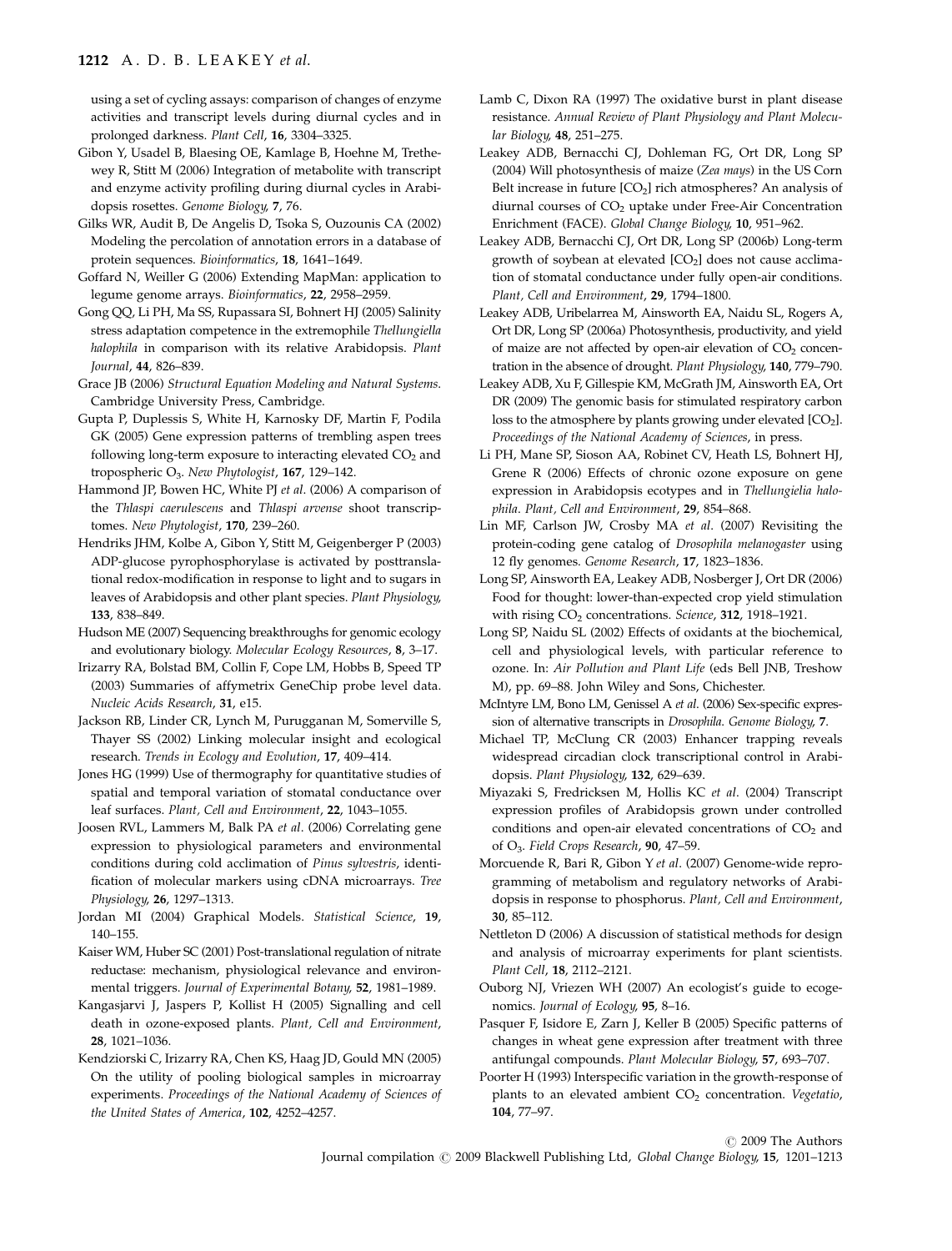using a set of cycling assays: comparison of changes of enzyme activities and transcript levels during diurnal cycles and in prolonged darkness. *Plant Cell*, **16**, 3304–3325.

Gibon Y, Usadel B, Blaesing OE, Kamlage B, Hoehne M, Trethewey R, Stitt M (2006) Integration of metabolite with transcript and enzyme activity profiling during diurnal cycles in Arabidopsis rosettes. *Genome Biology*, **7**, 76.

Gilks WR, Audit B, De Angelis D, Tsoka S, Ouzounis CA (2002) Modeling the percolation of annotation errors in a database of protein sequences. *Bioinformatics*, **18**, 1641–1649.

Goffard N, Weiller G (2006) Extending MapMan: application to legume genome arrays. *Bioinformatics*, **22**, 2958–2959.

Gong QQ, Li PH, Ma SS, Rupassara SI, Bohnert HJ (2005) Salinity stress adaptation competence in the extremophile *Thellungiella halophila* in comparison with its relative Arabidopsis. *Plant Journal*, **44**, 826–839.

Grace JB (2006) *Structural Equation Modeling and Natural Systems*. Cambridge University Press, Cambridge.

Gupta P, Duplessis S, White H, Karnosky DF, Martin F, Podila GK (2005) Gene expression patterns of trembling aspen trees following long-term exposure to interacting elevated $CO_2$ and tropospheric $O_3$. *New Phytologist*, **167**, 129–142.

Hammond JP, Bowen HC, White PJ *et al*. (2006) A comparison of the *Thlaspi caerulescens* and *Thlaspi arvense* shoot transcriptomes. *New Phytologist*, **170**, 239–260.

Hendriks JHM, Kolbe A, Gibon Y, Stitt M, Geigenberger P (2003) ADP-glucose pyrophosphorylase is activated by posttranslational redox-modification in response to light and to sugars in leaves of Arabidopsis and other plant species. *Plant Physiology*, **133**, 838–849.

Hudson ME (2007) Sequencing breakthroughs for genomic ecology and evolutionary biology. *Molecular Ecology Resources*, **8**, 3–17.

Irizarry RA, Bolstad BM, Collin F, Cope LM, Hobbs B, Speed TP (2003) Summaries of affymetrix GeneChip probe level data. *Nucleic Acids Research*, **31**, e15.

Jackson RB, Linder CR, Lynch M, Purugganan M, Somerville S, Thayer SS (2002) Linking molecular insight and ecological research. *Trends in Ecology and Evolution*, **17**, 409–414.

Jones HG (1999) Use of thermography for quantitative studies of spatial and temporal variation of stomatal conductance over leaf surfaces. *Plant, Cell and Environment*, **22**, 1043–1055.

Joosen RVL, Lammers M, Balk PA *et al*. (2006) Correlating gene expression to physiological parameters and environmental conditions during cold acclimation of *Pinus sylvestris*, identification of molecular markers using cDNA microarrays. *Tree Physiology*, **26**, 1297–1313.

Jordan MI (2004) Graphical Models. *Statistical Science*, **19**, 140–155.

Kaiser WM, Huber SC (2001) Post-translational regulation of nitrate reductase: mechanism, physiological relevance and environmental triggers. *Journal of Experimental Botany*, **52**, 1981–1989.

Kangasjarvi J, Jaspers P, Kollist H (2005) Signalling and cell death in ozone-exposed plants. *Plant, Cell and Environment*, **28**, 1021–1036.

Kendziorski C, Irizarry RA, Chen KS, Haag JD, Gould MN (2005) On the utility of pooling biological samples in microarray experiments. *Proceedings of the National Academy of Sciences of the United States of America*, **102**, 4252–4257.

Lamb C, Dixon RA (1997) The oxidative burst in plant disease resistance. *Annual Review of Plant Physiology and Plant Molecular Biology*, **48**, 251–275.

Leakey ADB, Bernacchi CJ, Dohleman FG, Ort DR, Long SP (2004) Will photosynthesis of maize (*Zea mays*) in the US Corn Belt increase in future [$CO_2$] rich atmospheres? An analysis of diurnal courses of $CO_2$ uptake under Free-Air Concentration Enrichment (FACE). *Global Change Biology*, **10**, 951–962.

Leakey ADB, Bernacchi CJ, Ort DR, Long SP (2006b) Long-term growth of soybean at elevated [$CO_2$] does not cause acclimation of stomatal conductance under fully open-air conditions. *Plant, Cell and Environment*, **29**, 1794–1800.

Leakey ADB, Uribelarrea M, Ainsworth EA, Naidu SL, Rogers A, Ort DR, Long SP (2006a) Photosynthesis, productivity, and yield of maize are not affected by open-air elevation of $CO_2$ concentration in the absence of drought. *Plant Physiology*, **140**, 779–790.

Leakey ADB, Xu F, Gillespie KM, McGrath JM, Ainsworth EA, Ort DR (2009) The genomic basis for stimulated respiratory carbon loss to the atmosphere by plants growing under elevated [$CO_2$]. *Proceedings of the National Academy of Sciences*, in press.

Li PH, Mane SP, Sioson AA, Robinet CV, Heath LS, Bohnert HJ, Grene R (2006) Effects of chronic ozone exposure on gene expression in Arabidopsis ecotypes and in *Thellungielia halophila*. *Plant, Cell and Environment*, **29**, 854–868.

Lin MF, Carlson JW, Crosby MA *et al*. (2007) Revisiting the protein-coding gene catalog of *Drosophila melanogaster* using 12 fly genomes. *Genome Research*, **17**, 1823–1836.

Long SP, Ainsworth EA, Leakey ADB, Nosberger J, Ort DR (2006) Food for thought: lower-than-expected crop yield stimulation with rising $CO_2$ concentrations. *Science*, **312**, 1918–1921.

Long SP, Naidu SL (2002) Effects of oxidants at the biochemical, cell and physiological levels, with particular reference to ozone. In: *Air Pollution and Plant Life* (eds Bell JNB, Treshow M), pp. 69–88. John Wiley and Sons, Chichester.

McIntyre LM, Bono LM, Genissel A *et al*. (2006) Sex-specific expression of alternative transcripts in *Drosophila*. *Genome Biology*, **7**.

Michael TP, McClung CR (2003) Enhancer trapping reveals widespread circadian clock transcriptional control in Arabidopsis. *Plant Physiology*, **132**, 629–639.

Miyazaki S, Fredricksen M, Hollis KC *et al*. (2004) Transcript expression profiles of Arabidopsis grown under controlled conditions and open-air elevated concentrations of $CO_2$ and of $O_3$. *Field Crops Research*, **90**, 47–59.

Morcuende R, Bari R, Gibon Y *et al*. (2007) Genome-wide reprogramming of metabolism and regulatory networks of Arabidopsis in response to phosphorus. *Plant, Cell and Environment*, **30**, 85–112.

Nettleton D (2006) A discussion of statistical methods for design and analysis of microarray experiments for plant scientists. *Plant Cell*, **18**, 2112–2121.

Ouborg NJ, Vriezen WH (2007) An ecologist's guide to ecogenomics. *Journal of Ecology*, **95**, 8–16.

Pasquer F, Isidore E, Zarn J, Keller B (2005) Specific patterns of changes in wheat gene expression after treatment with three antifungal compounds. *Plant Molecular Biology*, **57**, 693–707.

Poorter H (1993) Interspecific variation in the growth-response of plants to an elevated ambient $CO_2$ concentration. *Vegetatio*, **104**, 77–97.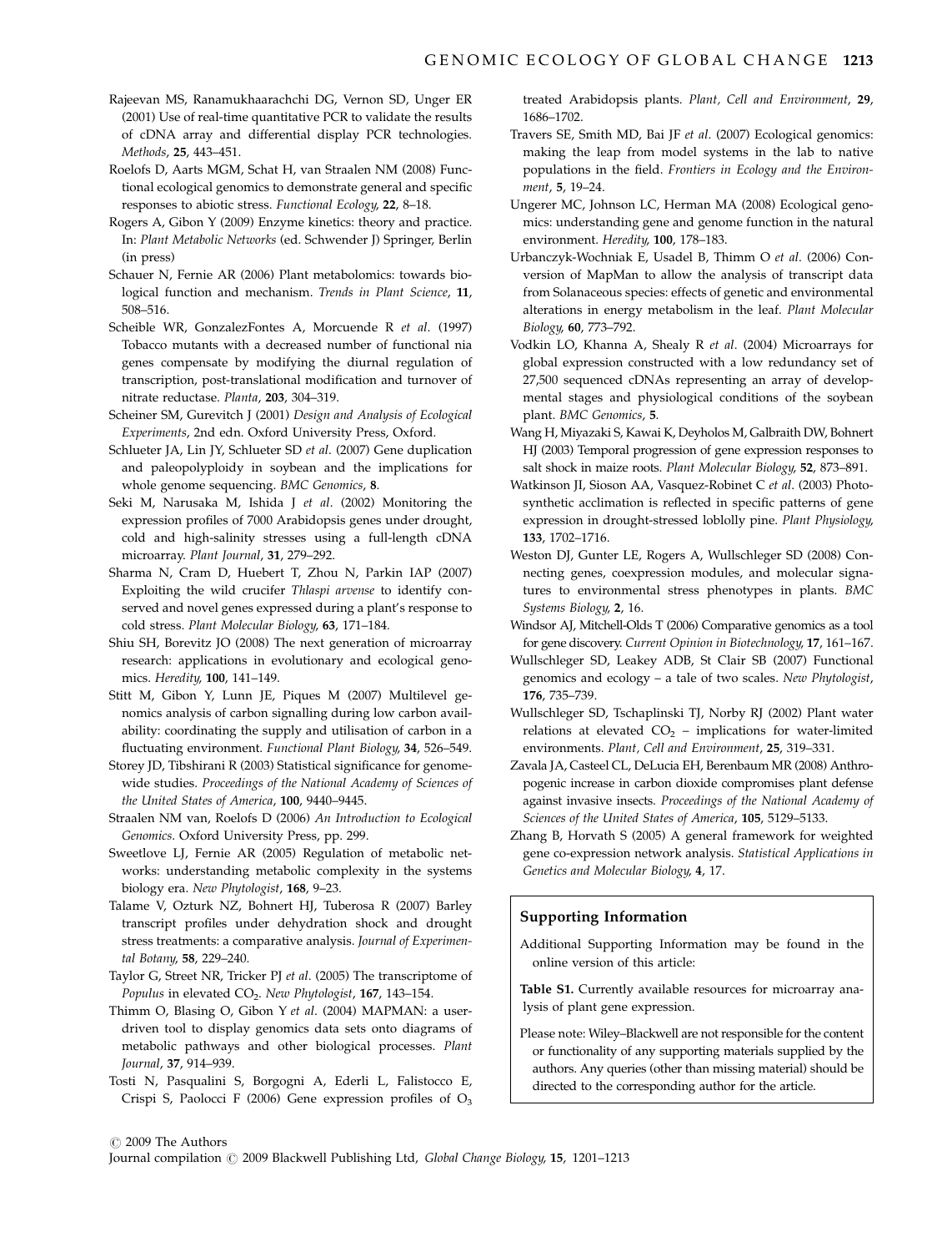Rajeevan MS, Ranamukhaarachchi DG, Vernon SD, Unger ER (2001) Use of real-time quantitative PCR to validate the results of cDNA array and differential display PCR technologies. *Methods*, **25**, 443–451.

Roelofs D, Aarts MGM, Schat H, van Straalen NM (2008) Functional ecological genomics to demonstrate general and specific responses to abiotic stress. *Functional Ecology*, **22**, 8–18.

Rogers A, Gibon Y (2009) Enzyme kinetics: theory and practice. In: *Plant Metabolic Networks* (ed. Schwender J) Springer, Berlin (in press)

Schauer N, Fernie AR (2006) Plant metabolomics: towards biological function and mechanism. *Trends in Plant Science*, **11**, 508–516.

Scheible WR, GonzalezFontes A, Morcuende R *et al.* (1997) Tobacco mutants with a decreased number of functional nia genes compensate by modifying the diurnal regulation of transcription, post-translational modification and turnover of nitrate reductase. *Planta*, **203**, 304–319.

Scheiner SM, Gurevitch J (2001) *Design and Analysis of Ecological Experiments*, 2nd edn. Oxford University Press, Oxford.

Schlueter JA, Lin JY, Schlueter SD *et al.* (2007) Gene duplication and paleopolyploidy in soybean and the implications for whole genome sequencing. *BMC Genomics*, **8**.

Seki M, Narusaka M, Ishida J *et al.* (2002) Monitoring the expression profiles of 7000 Arabidopsis genes under drought, cold and high-salinity stresses using a full-length cDNA microarray. *Plant Journal*, **31**, 279–292.

Sharma N, Cram D, Huebert T, Zhou N, Parkin IAP (2007) Exploiting the wild crucifer *Thlaspi arvense* to identify conserved and novel genes expressed during a plant's response to cold stress. *Plant Molecular Biology*, **63**, 171–184.

Shiu SH, Borevitz JO (2008) The next generation of microarray research: applications in evolutionary and ecological genomics. *Heredity*, **100**, 141–149.

Stitt M, Gibon Y, Lunn JE, Piques M (2007) Multilevel genomics analysis of carbon signalling during low carbon availability: coordinating the supply and utilisation of carbon in a fluctuating environment. *Functional Plant Biology*, **34**, 526–549.

Storey JD, Tibshirani R (2003) Statistical significance for genomewide studies. *Proceedings of the National Academy of Sciences of the United States of America*, **100**, 9440–9445.

Straalen NM van, Roelofs D (2006) *An Introduction to Ecological Genomics*. Oxford University Press, pp. 299.

Sweetlove LJ, Fernie AR (2005) Regulation of metabolic networks: understanding metabolic complexity in the systems biology era. *New Phytologist*, **168**, 9–23.

Talame V, Ozturk NZ, Bohnert HJ, Tuberosa R (2007) Barley transcript profiles under dehydration shock and drought stress treatments: a comparative analysis. *Journal of Experimental Botany*, **58**, 229–240.

Taylor G, Street NR, Tricker PJ *et al.* (2005) The transcriptome of *Populus* in elevated $CO_2$. *New Phytologist*, **167**, 143–154.

Thimm O, Blasing O, Gibon Y *et al.* (2004) MAPMAN: a user-driven tool to display genomics data sets onto diagrams of metabolic pathways and other biological processes. *Plant Journal*, **37**, 914–939.

Tosti N, Pasqualini S, Borgogni A, Ederli L, Falistocco E, Crispi S, Paolocci F (2006) Gene expression profiles of $O_3$ treated Arabidopsis plants. *Plant, Cell and Environment*, **29**, 1686–1702.

Travers SE, Smith MD, Bai JF *et al.* (2007) Ecological genomics: making the leap from model systems in the lab to native populations in the field. *Frontiers in Ecology and the Environment*, **5**, 19–24.

Ungerer MC, Johnson LC, Herman MA (2008) Ecological genomics: understanding gene and genome function in the natural environment. *Heredity*, **100**, 178–183.

Urbanczyk-Wochniak E, Usadel B, Thimm O *et al.* (2006) Conversion of MapMan to allow the analysis of transcript data from Solanaceous species: effects of genetic and environmental alterations in energy metabolism in the leaf. *Plant Molecular Biology*, **60**, 773–792.

Vodkin LO, Khanna A, Shealy R *et al.* (2004) Microarrays for global expression constructed with a low redundancy set of 27,500 sequenced cDNAs representing an array of developmental stages and physiological conditions of the soybean plant. *BMC Genomics*, **5**.

Wang H, Miyazaki S, Kawai K, Deyholos M, Galbraith DW, Bohnert HJ (2003) Temporal progression of gene expression responses to salt shock in maize roots. *Plant Molecular Biology*, **52**, 873–891.

Watkinson JI, Sioson AA, Vasquez-Robinet C *et al.* (2003) Photosynthetic acclimation is reflected in specific patterns of gene expression in drought-stressed loblolly pine. *Plant Physiology*, **133**, 1702–1716.

Weston DJ, Gunter LE, Rogers A, Wullschleger SD (2008) Connecting genes, coexpression modules, and molecular signatures to environmental stress phenotypes in plants. *BMC Systems Biology*, **2**, 16.

Windsor AJ, Mitchell-Olds T (2006) Comparative genomics as a tool for gene discovery. *Current Opinion in Biotechnology*, **17**, 161–167.

Wullschleger SD, Leakey ADB, St Clair SB (2007) Functional genomics and ecology – a tale of two scales. *New Phytologist*, **176**, 735–739.

Wullschleger SD, Tschaplinski TJ, Norby RJ (2002) Plant water relations at elevated $CO_2$ – implications for water-limited environments. *Plant, Cell and Environment*, **25**, 319–331.

Zavala JA, Casteel CL, DeLucia EH, Berenbaum MR (2008) Anthropogenic increase in carbon dioxide compromises plant defense against invasive insects. *Proceedings of the National Academy of Sciences of the United States of America*, **105**, 5129–5133.

Zhang B, Horvath S (2005) A general framework for weighted gene co-expression network analysis. *Statistical Applications in Genetics and Molecular Biology*, **4**, 17.

## Supporting Information

Additional Supporting Information may be found in the online version of this article:

**Table S1.** Currently available resources for microarray analysis of plant gene expression.

Please note: Wiley–Blackwell are not responsible for the content or functionality of any supporting materials supplied by the authors. Any queries (other than missing material) should be directed to the corresponding author for the article.